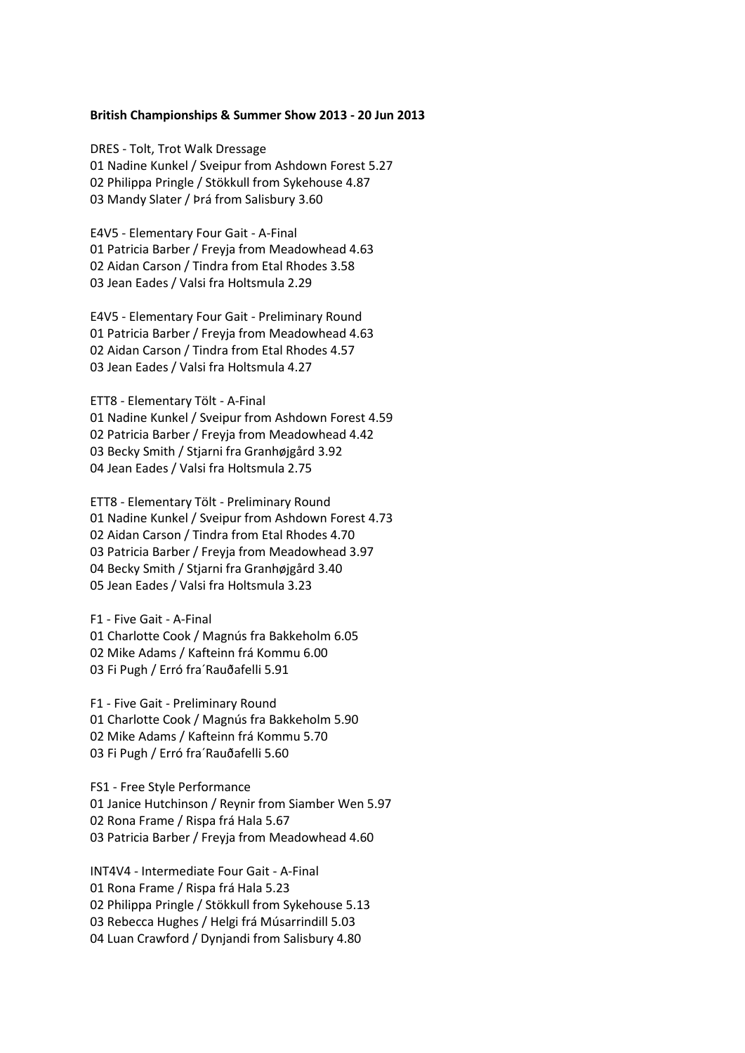**British Championships & Summer Show 2013 - 20 Jun 2013**

DRES - Tolt, Trot Walk Dressage
01 Nadine Kunkel / Sveipur from Ashdown Forest 5.27
02 Philippa Pringle / Stökkull from Sykehouse 4.87
03 Mandy Slater / Þrá from Salisbury 3.60

E4V5 - Elementary Four Gait - A-Final
01 Patricia Barber / Freyja from Meadowhead 4.63
02 Aidan Carson / Tindra from Etal Rhodes 3.58
03 Jean Eades / Valsi fra Holtsmula 2.29

E4V5 - Elementary Four Gait - Preliminary Round
01 Patricia Barber / Freyja from Meadowhead 4.63
02 Aidan Carson / Tindra from Etal Rhodes 4.57
03 Jean Eades / Valsi fra Holtsmula 4.27

ETT8 - Elementary Tölt - A-Final
01 Nadine Kunkel / Sveipur from Ashdown Forest 4.59
02 Patricia Barber / Freyja from Meadowhead 4.42
03 Becky Smith / Stjarni fra Granhøjgård 3.92
04 Jean Eades / Valsi fra Holtsmula 2.75

ETT8 - Elementary Tölt - Preliminary Round
01 Nadine Kunkel / Sveipur from Ashdown Forest 4.73
02 Aidan Carson / Tindra from Etal Rhodes 4.70
03 Patricia Barber / Freyja from Meadowhead 3.97
04 Becky Smith / Stjarni fra Granhøjgård 3.40
05 Jean Eades / Valsi fra Holtsmula 3.23

F1 - Five Gait - A-Final
01 Charlotte Cook / Magnús fra Bakkeholm 6.05
02 Mike Adams / Kafteinn frá Kommu 6.00
03 Fi Pugh / Erró fra´Rauðafelli 5.91

F1 - Five Gait - Preliminary Round
01 Charlotte Cook / Magnús fra Bakkeholm 5.90
02 Mike Adams / Kafteinn frá Kommu 5.70
03 Fi Pugh / Erró fra´Rauðafelli 5.60

FS1 - Free Style Performance
01 Janice Hutchinson / Reynir from Siamber Wen 5.97
02 Rona Frame / Rispa frá Hala 5.67
03 Patricia Barber / Freyja from Meadowhead 4.60

INT4V4 - Intermediate Four Gait - A-Final
01 Rona Frame / Rispa frá Hala 5.23
02 Philippa Pringle / Stökkull from Sykehouse 5.13
03 Rebecca Hughes / Helgi frá Músarrindill 5.03
04 Luan Crawford / Dynjandi from Salisbury 4.80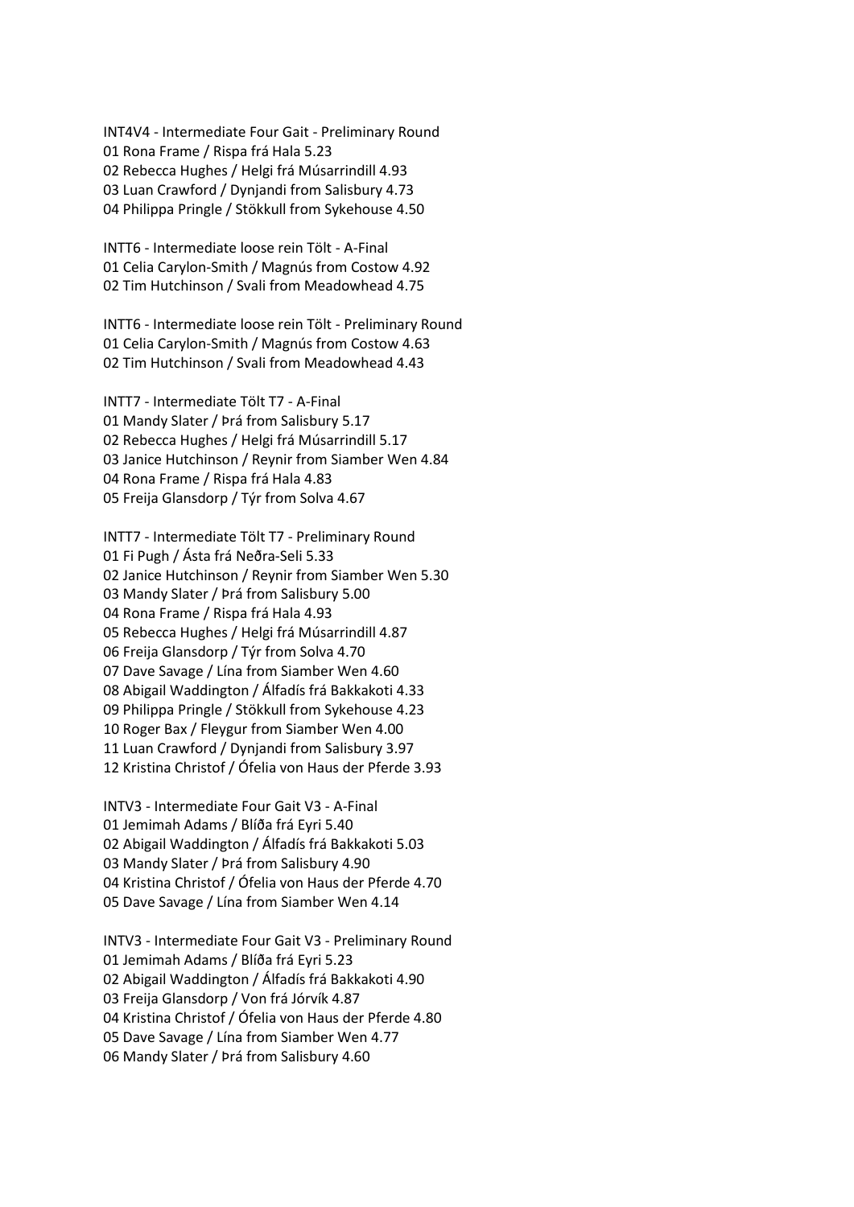INT4V4 - Intermediate Four Gait - Preliminary Round
01 Rona Frame / Rispa frá Hala 5.23
02 Rebecca Hughes / Helgi frá Músarrindill 4.93
03 Luan Crawford / Dynjandi from Salisbury 4.73
04 Philippa Pringle / Stökkull from Sykehouse 4.50

INTT6 - Intermediate loose rein Tölt - A-Final
01 Celia Carylon-Smith / Magnús from Costow 4.92
02 Tim Hutchinson / Svali from Meadowhead 4.75

INTT6 - Intermediate loose rein Tölt - Preliminary Round
01 Celia Carylon-Smith / Magnús from Costow 4.63
02 Tim Hutchinson / Svali from Meadowhead 4.43

INTT7 - Intermediate Tölt T7 - A-Final
01 Mandy Slater / Þrá from Salisbury 5.17
02 Rebecca Hughes / Helgi frá Músarrindill 5.17
03 Janice Hutchinson / Reynir from Siamber Wen 4.84
04 Rona Frame / Rispa frá Hala 4.83
05 Freija Glansdorp / Týr from Solva 4.67

INTT7 - Intermediate Tölt T7 - Preliminary Round
01 Fi Pugh / Ásta frá Neðra-Seli 5.33
02 Janice Hutchinson / Reynir from Siamber Wen 5.30
03 Mandy Slater / Þrá from Salisbury 5.00
04 Rona Frame / Rispa frá Hala 4.93
05 Rebecca Hughes / Helgi frá Músarrindill 4.87
06 Freija Glansdorp / Týr from Solva 4.70
07 Dave Savage / Lína from Siamber Wen 4.60
08 Abigail Waddington / Álfadís frá Bakkakoti 4.33
09 Philippa Pringle / Stökkull from Sykehouse 4.23
10 Roger Bax / Fleygur from Siamber Wen 4.00
11 Luan Crawford / Dynjandi from Salisbury 3.97
12 Kristina Christof / Ófelia von Haus der Pferde 3.93

INTV3 - Intermediate Four Gait V3 - A-Final
01 Jemimah Adams / Blíða frá Eyri 5.40
02 Abigail Waddington / Álfadís frá Bakkakoti 5.03
03 Mandy Slater / Þrá from Salisbury 4.90
04 Kristina Christof / Ófelia von Haus der Pferde 4.70
05 Dave Savage / Lína from Siamber Wen 4.14

INTV3 - Intermediate Four Gait V3 - Preliminary Round
01 Jemimah Adams / Blíða frá Eyri 5.23
02 Abigail Waddington / Álfadís frá Bakkakoti 4.90
03 Freija Glansdorp / Von frá Jórvík 4.87
04 Kristina Christof / Ófelia von Haus der Pferde 4.80
05 Dave Savage / Lína from Siamber Wen 4.77
06 Mandy Slater / Þrá from Salisbury 4.60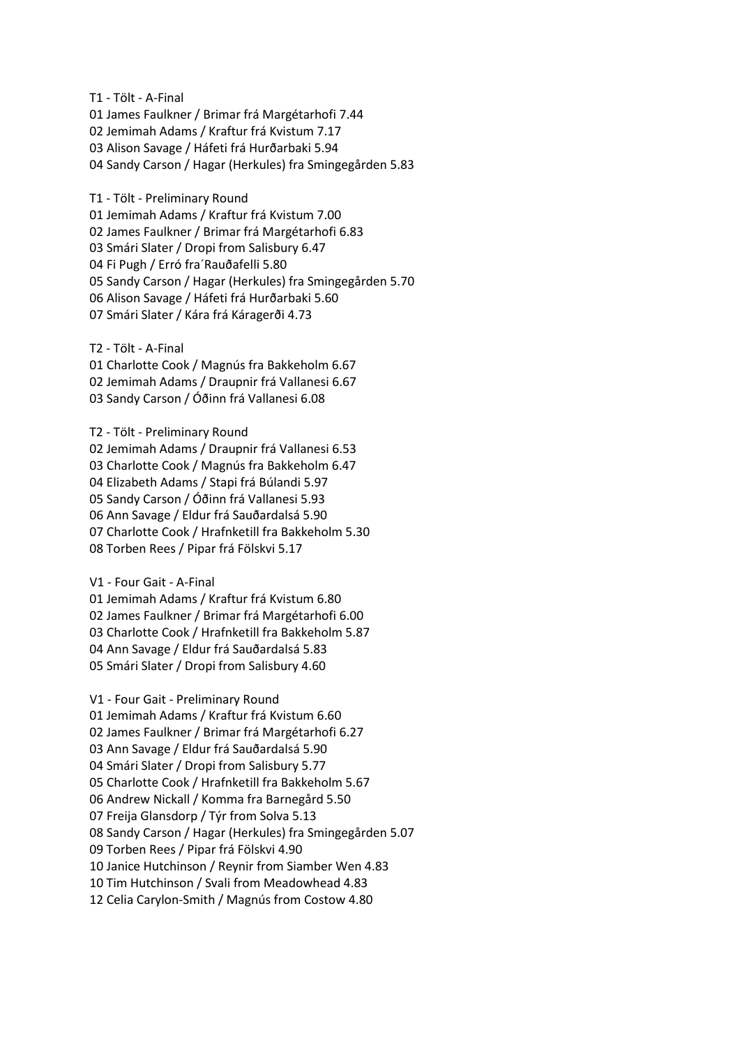T1 - Tölt - A-Final
01 James Faulkner / Brimar frá Margétarhofi 7.44
02 Jemimah Adams / Kraftur frá Kvistum 7.17
03 Alison Savage / Háfeti frá Hurðarbaki 5.94
04 Sandy Carson / Hagar (Herkules) fra Smingegården 5.83

T1 - Tölt - Preliminary Round
01 Jemimah Adams / Kraftur frá Kvistum 7.00
02 James Faulkner / Brimar frá Margétarhofi 6.83
03 Smári Slater / Dropi from Salisbury 6.47
04 Fi Pugh / Erró fra´Rauðafelli 5.80
05 Sandy Carson / Hagar (Herkules) fra Smingegården 5.70
06 Alison Savage / Háfeti frá Hurðarbaki 5.60
07 Smári Slater / Kára frá Káragerði 4.73

T2 - Tölt - A-Final
01 Charlotte Cook / Magnús fra Bakkeholm 6.67
02 Jemimah Adams / Draupnir frá Vallanesi 6.67
03 Sandy Carson / Óðinn frá Vallanesi 6.08

T2 - Tölt - Preliminary Round
02 Jemimah Adams / Draupnir frá Vallanesi 6.53
03 Charlotte Cook / Magnús fra Bakkeholm 6.47
04 Elizabeth Adams / Stapi frá Búlandi 5.97
05 Sandy Carson / Óðinn frá Vallanesi 5.93
06 Ann Savage / Eldur frá Sauðardalsá 5.90
07 Charlotte Cook / Hrafnketill fra Bakkeholm 5.30
08 Torben Rees / Pipar frá Fölskvi 5.17

V1 - Four Gait - A-Final
01 Jemimah Adams / Kraftur frá Kvistum 6.80
02 James Faulkner / Brimar frá Margétarhofi 6.00
03 Charlotte Cook / Hrafnketill fra Bakkeholm 5.87
04 Ann Savage / Eldur frá Sauðardalsá 5.83
05 Smári Slater / Dropi from Salisbury 4.60

V1 - Four Gait - Preliminary Round
01 Jemimah Adams / Kraftur frá Kvistum 6.60
02 James Faulkner / Brimar frá Margétarhofi 6.27
03 Ann Savage / Eldur frá Sauðardalsá 5.90
04 Smári Slater / Dropi from Salisbury 5.77
05 Charlotte Cook / Hrafnketill fra Bakkeholm 5.67
06 Andrew Nickall / Komma fra Barnegård 5.50
07 Freija Glansdorp / Týr from Solva 5.13
08 Sandy Carson / Hagar (Herkules) fra Smingegården 5.07
09 Torben Rees / Pipar frá Fölskvi 4.90
10 Janice Hutchinson / Reynir from Siamber Wen 4.83
10 Tim Hutchinson / Svali from Meadowhead 4.83
12 Celia Carylon-Smith / Magnús from Costow 4.80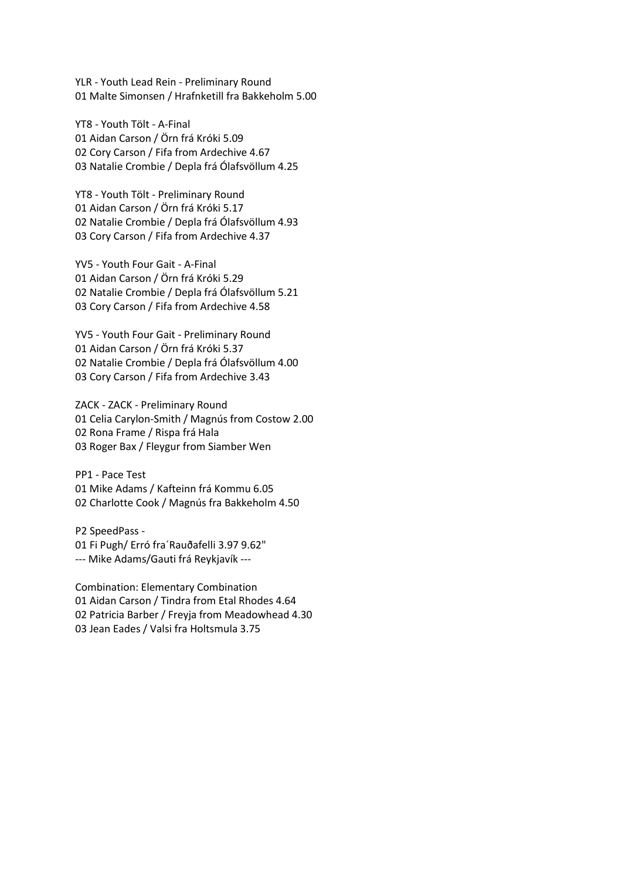YLR - Youth Lead Rein - Preliminary Round
01 Malte Simonsen / Hrafnketill fra Bakkeholm 5.00

YT8 - Youth Tölt - A-Final
01 Aidan Carson / Örn frá Króki 5.09
02 Cory Carson / Fifa from Ardechive 4.67
03 Natalie Crombie / Depla frá Ólafsvöllum 4.25

YT8 - Youth Tölt - Preliminary Round
01 Aidan Carson / Örn frá Króki 5.17
02 Natalie Crombie / Depla frá Ólafsvöllum 4.93
03 Cory Carson / Fifa from Ardechive 4.37

YV5 - Youth Four Gait - A-Final
01 Aidan Carson / Örn frá Króki 5.29
02 Natalie Crombie / Depla frá Ólafsvöllum 5.21
03 Cory Carson / Fifa from Ardechive 4.58

YV5 - Youth Four Gait - Preliminary Round
01 Aidan Carson / Örn frá Króki 5.37
02 Natalie Crombie / Depla frá Ólafsvöllum 4.00
03 Cory Carson / Fifa from Ardechive 3.43

ZACK - ZACK - Preliminary Round
01 Celia Carylon-Smith / Magnús from Costow 2.00
02 Rona Frame / Rispa frá Hala
03 Roger Bax / Fleygur from Siamber Wen

PP1 - Pace Test
01 Mike Adams / Kafteinn frá Kommu 6.05
02 Charlotte Cook / Magnús fra Bakkeholm 4.50

P2 SpeedPass -
01 Fi Pugh/ Erró fra´Rauðafelli 3.97 9.62"
--- Mike Adams/Gauti frá Reykjavík ---

Combination: Elementary Combination
01 Aidan Carson / Tindra from Etal Rhodes 4.64
02 Patricia Barber / Freyja from Meadowhead 4.30
03 Jean Eades / Valsi fra Holtsmula 3.75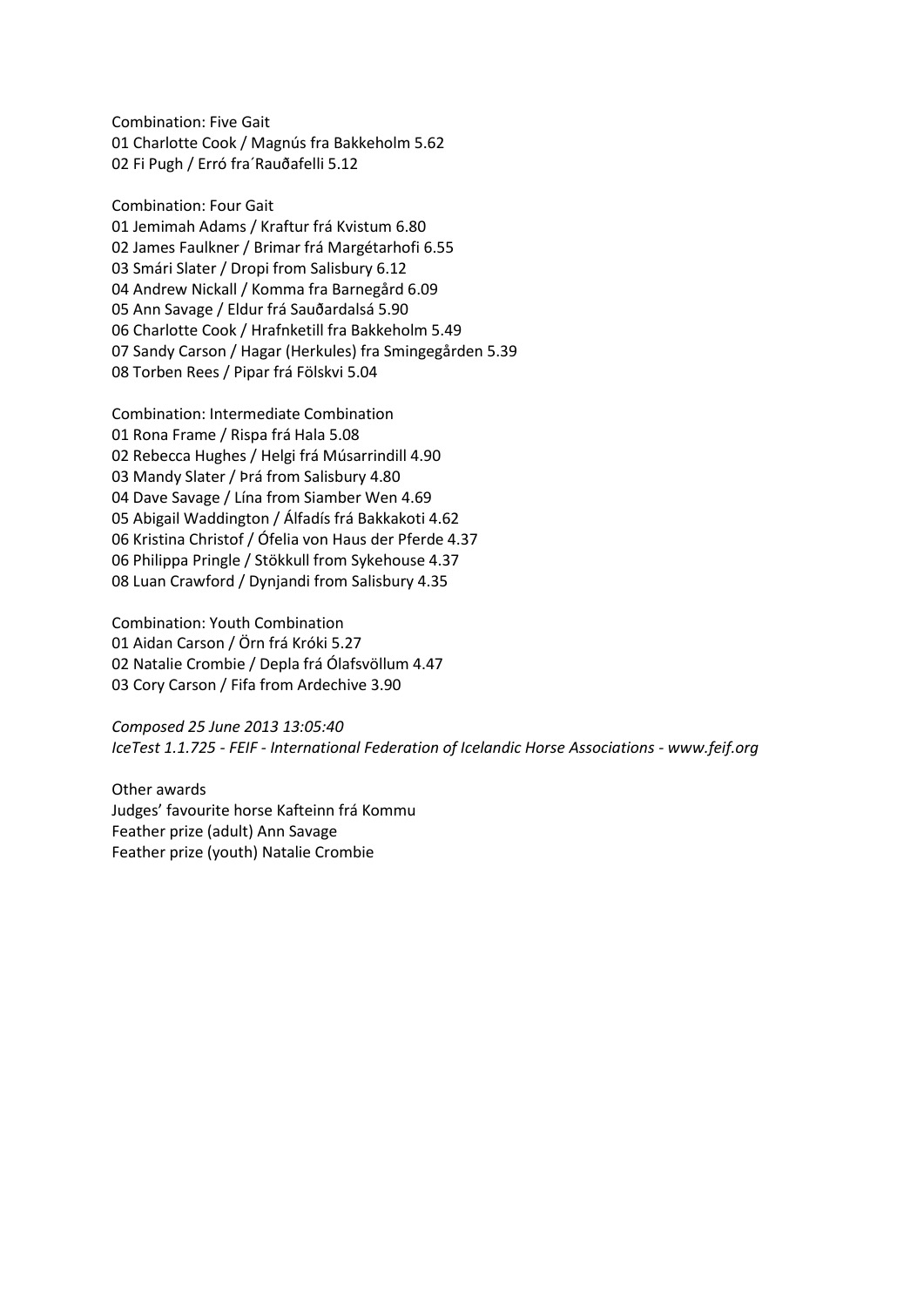Combination: Five Gait
01 Charlotte Cook / Magnús fra Bakkeholm 5.62
02 Fi Pugh / Erró fra´Rauðafelli 5.12

Combination: Four Gait
01 Jemimah Adams / Kraftur frá Kvistum 6.80
02 James Faulkner / Brimar frá Margétarhofi 6.55
03 Smári Slater / Dropi from Salisbury 6.12
04 Andrew Nickall / Komma fra Barnegård 6.09
05 Ann Savage / Eldur frá Sauðardalsá 5.90
06 Charlotte Cook / Hrafnketill fra Bakkeholm 5.49
07 Sandy Carson / Hagar (Herkules) fra Smingegården 5.39
08 Torben Rees / Pipar frá Fölskvi 5.04

Combination: Intermediate Combination
01 Rona Frame / Rispa frá Hala 5.08
02 Rebecca Hughes / Helgi frá Músarrindill 4.90
03 Mandy Slater / Þrá from Salisbury 4.80
04 Dave Savage / Lína from Siamber Wen 4.69
05 Abigail Waddington / Álfadís frá Bakkakoti 4.62
06 Kristina Christof / Ófelia von Haus der Pferde 4.37
06 Philippa Pringle / Stökkull from Sykehouse 4.37
08 Luan Crawford / Dynjandi from Salisbury 4.35

Combination: Youth Combination
01 Aidan Carson / Örn frá Króki 5.27
02 Natalie Crombie / Depla frá Ólafsvöllum 4.47
03 Cory Carson / Fifa from Ardechive 3.90

*Composed 25 June 2013 13:05:40*
*IceTest 1.1.725 - FEIF - International Federation of Icelandic Horse Associations - www.feif.org*

Other awards
Judges' favourite horse Kafteinn frá Kommu
Feather prize (adult) Ann Savage
Feather prize (youth) Natalie Crombie